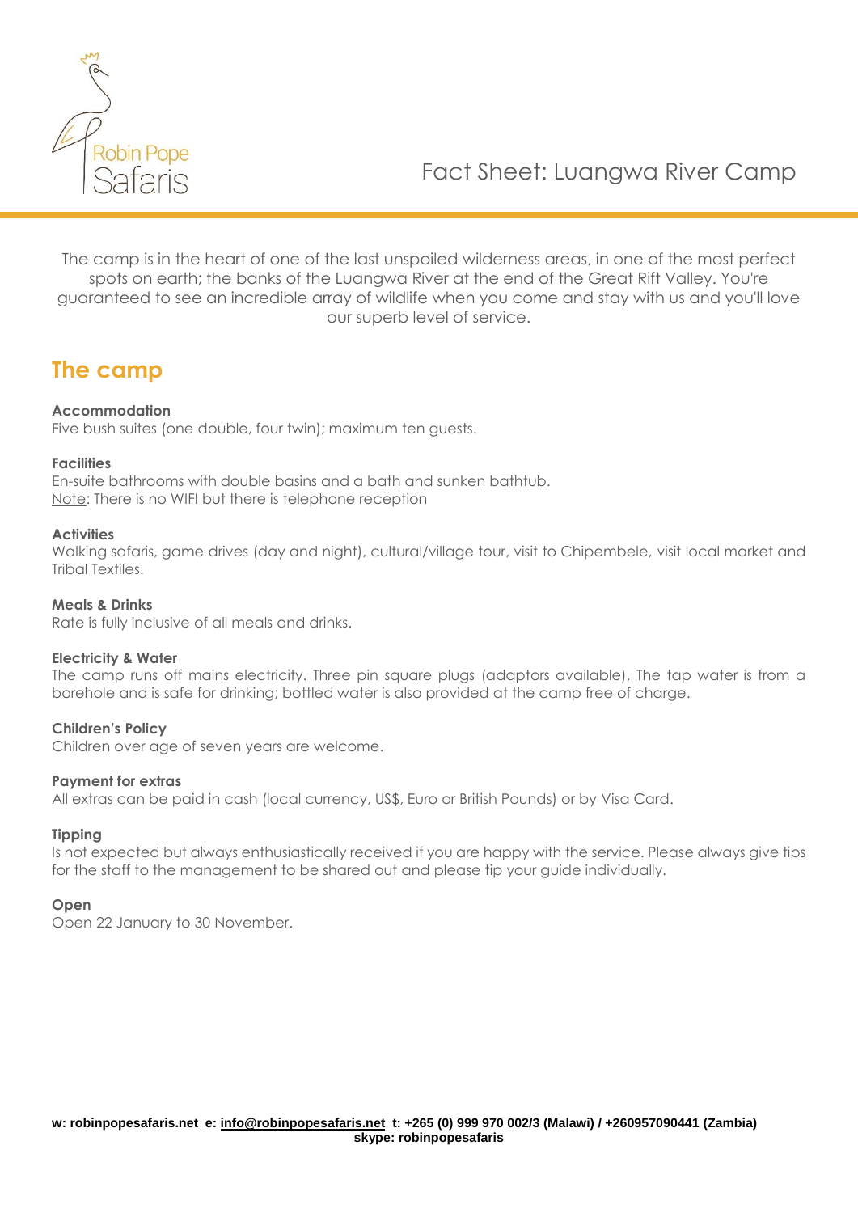Robin Pope Safaris

# Fact Sheet: Luangwa River Camp

The camp is in the heart of one of the last unspoiled wilderness areas, in one of the most perfect spots on earth; the banks of the Luangwa River at the end of the Great Rift Valley. You're guaranteed to see an incredible array of wildlife when you come and stay with us and you'll love our superb level of service.

## The camp

**Accommodation**

Five bush suites (one double, four twin); maximum ten guests.

**Facilities**

En-suite bathrooms with double basins and a bath and sunken bathtub.
Note: There is no WIFI but there is telephone reception

**Activities**

Walking safaris, game drives (day and night), cultural/village tour, visit to Chipembele, visit local market and Tribal Textiles.

**Meals & Drinks**

Rate is fully inclusive of all meals and drinks.

**Electricity & Water**

The camp runs off mains electricity. Three pin square plugs (adaptors available). The tap water is from a borehole and is safe for drinking; bottled water is also provided at the camp free of charge.

**Children's Policy**

Children over age of seven years are welcome.

**Payment for extras**

All extras can be paid in cash (local currency, US$, Euro or British Pounds) or by Visa Card.

**Tipping**

Is not expected but always enthusiastically received if you are happy with the service. Please always give tips for the staff to the management to be shared out and please tip your guide individually.

**Open**

Open 22 January to 30 November.

**w: robinpopesafaris.net e: info@robinpopesafaris.net t: +265 (0) 999 970 002/3 (Malawi) / +260957090441 (Zambia) skype: robinpopesafaris**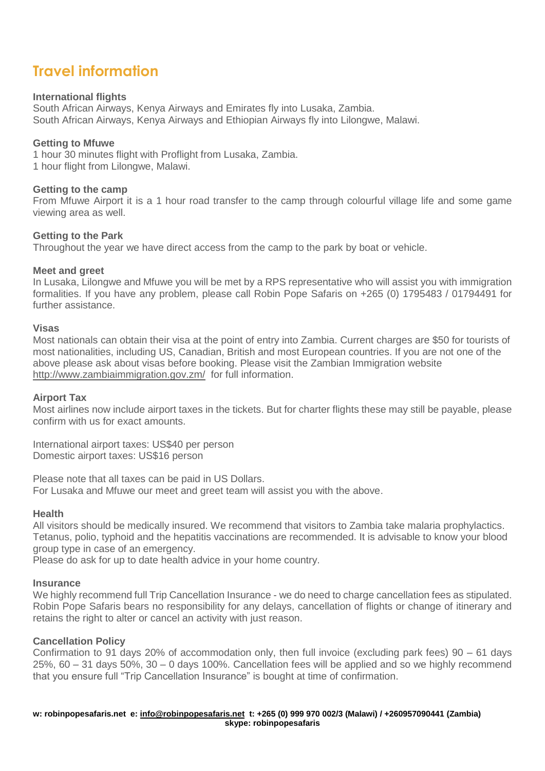# Travel information

**International flights**
South African Airways, Kenya Airways and Emirates fly into Lusaka, Zambia.
South African Airways, Kenya Airways and Ethiopian Airways fly into Lilongwe, Malawi.

**Getting to Mfuwe**
1 hour 30 minutes flight with Proflight from Lusaka, Zambia.
1 hour flight from Lilongwe, Malawi.

**Getting to the camp**
From Mfuwe Airport it is a 1 hour road transfer to the camp through colourful village life and some game viewing area as well.

**Getting to the Park**
Throughout the year we have direct access from the camp to the park by boat or vehicle.

**Meet and greet**
In Lusaka, Lilongwe and Mfuwe you will be met by a RPS representative who will assist you with immigration formalities. If you have any problem, please call Robin Pope Safaris on +265 (0) 1795483 / 01794491 for further assistance.

**Visas**
Most nationals can obtain their visa at the point of entry into Zambia. Current charges are $50 for tourists of most nationalities, including US, Canadian, British and most European countries. If you are not one of the above please ask about visas before booking. Please visit the Zambian Immigration website http://www.zambiaimmigration.gov.zm/ for full information.

**Airport Tax**
Most airlines now include airport taxes in the tickets. But for charter flights these may still be payable, please confirm with us for exact amounts.

International airport taxes: US$40 per person
Domestic airport taxes: US$16 person

Please note that all taxes can be paid in US Dollars.
For Lusaka and Mfuwe our meet and greet team will assist you with the above.

**Health**
All visitors should be medically insured. We recommend that visitors to Zambia take malaria prophylactics. Tetanus, polio, typhoid and the hepatitis vaccinations are recommended. It is advisable to know your blood group type in case of an emergency.
Please do ask for up to date health advice in your home country.

**Insurance**
We highly recommend full Trip Cancellation Insurance - we do need to charge cancellation fees as stipulated. Robin Pope Safaris bears no responsibility for any delays, cancellation of flights or change of itinerary and retains the right to alter or cancel an activity with just reason.

**Cancellation Policy**
Confirmation to 91 days 20% of accommodation only, then full invoice (excluding park fees) 90 – 61 days 25%, 60 – 31 days 50%, 30 – 0 days 100%. Cancellation fees will be applied and so we highly recommend that you ensure full "Trip Cancellation Insurance" is bought at time of confirmation.

**w: robinpopesafaris.net e: info@robinpopesafaris.net t: +265 (0) 999 970 002/3 (Malawi) / +260957090441 (Zambia) skype: robinpopesafaris**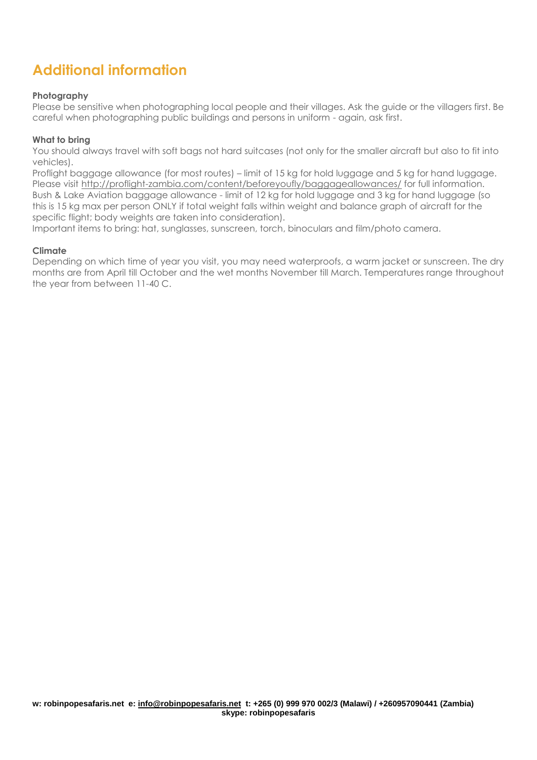# Additional information

### Photography

Please be sensitive when photographing local people and their villages. Ask the guide or the villagers first. Be careful when photographing public buildings and persons in uniform - again, ask first.

### What to bring

You should always travel with soft bags not hard suitcases (not only for the smaller aircraft but also to fit into vehicles).

Proflight baggage allowance (for most routes) – limit of 15 kg for hold luggage and 5 kg for hand luggage. Please visit http://proflight-zambia.com/content/beforeyoufly/baggageallowances/ for full information.

Bush & Lake Aviation baggage allowance - limit of 12 kg for hold luggage and 3 kg for hand luggage (so this is 15 kg max per person ONLY if total weight falls within weight and balance graph of aircraft for the specific flight; body weights are taken into consideration).

Important items to bring: hat, sunglasses, sunscreen, torch, binoculars and film/photo camera.

### Climate

Depending on which time of year you visit, you may need waterproofs, a warm jacket or sunscreen. The dry months are from April till October and the wet months November till March. Temperatures range throughout the year from between 11-40 C.